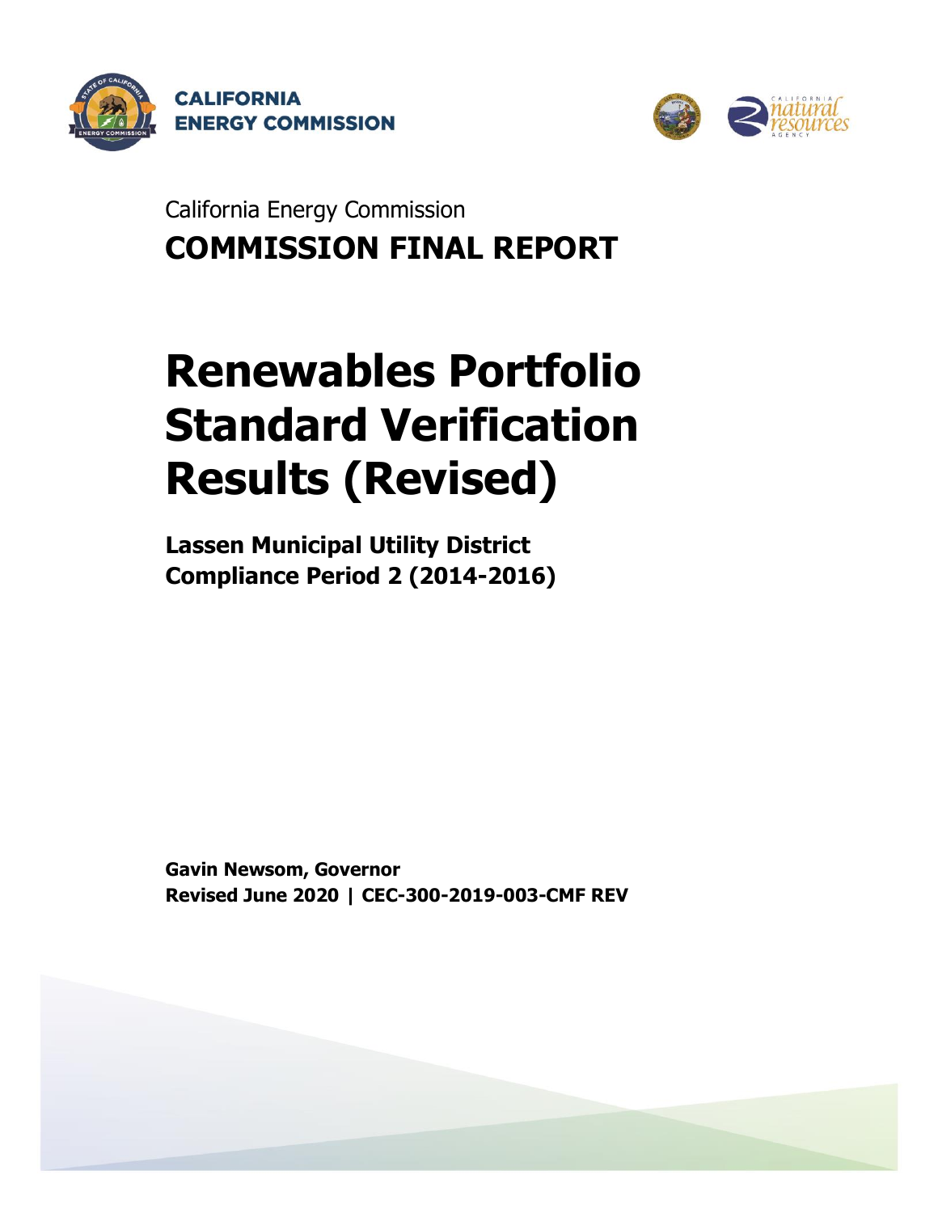CALIFORNIA ENERGY COMMISSION

California Energy Commission

**COMMISSION FINAL REPORT**

# Renewables Portfolio Standard Verification Results (Revised)

**Lassen Municipal Utility District**
**Compliance Period 2 (2014-2016)**

**Gavin Newsom, Governor**
**Revised June 2020 | CEC-300-2019-003-CMF REV**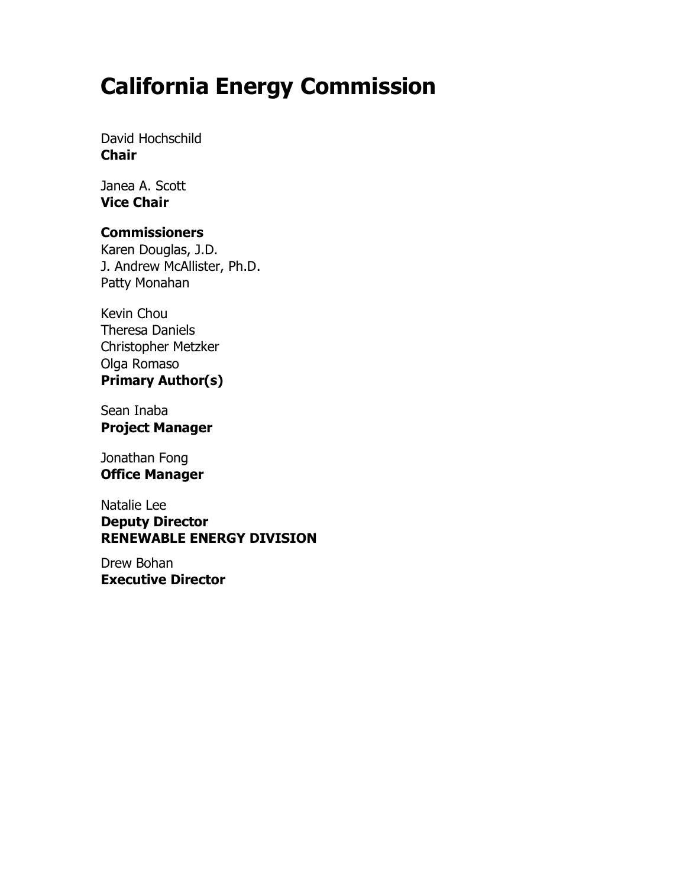# California Energy Commission

David Hochschild
**Chair**

Janea A. Scott
**Vice Chair**

**Commissioners**
Karen Douglas, J.D.
J. Andrew McAllister, Ph.D.
Patty Monahan

Kevin Chou
Theresa Daniels
Christopher Metzker
Olga Romaso
**Primary Author(s)**

Sean Inaba
**Project Manager**

Jonathan Fong
**Office Manager**

Natalie Lee
**Deputy Director**
**RENEWABLE ENERGY DIVISION**

Drew Bohan
**Executive Director**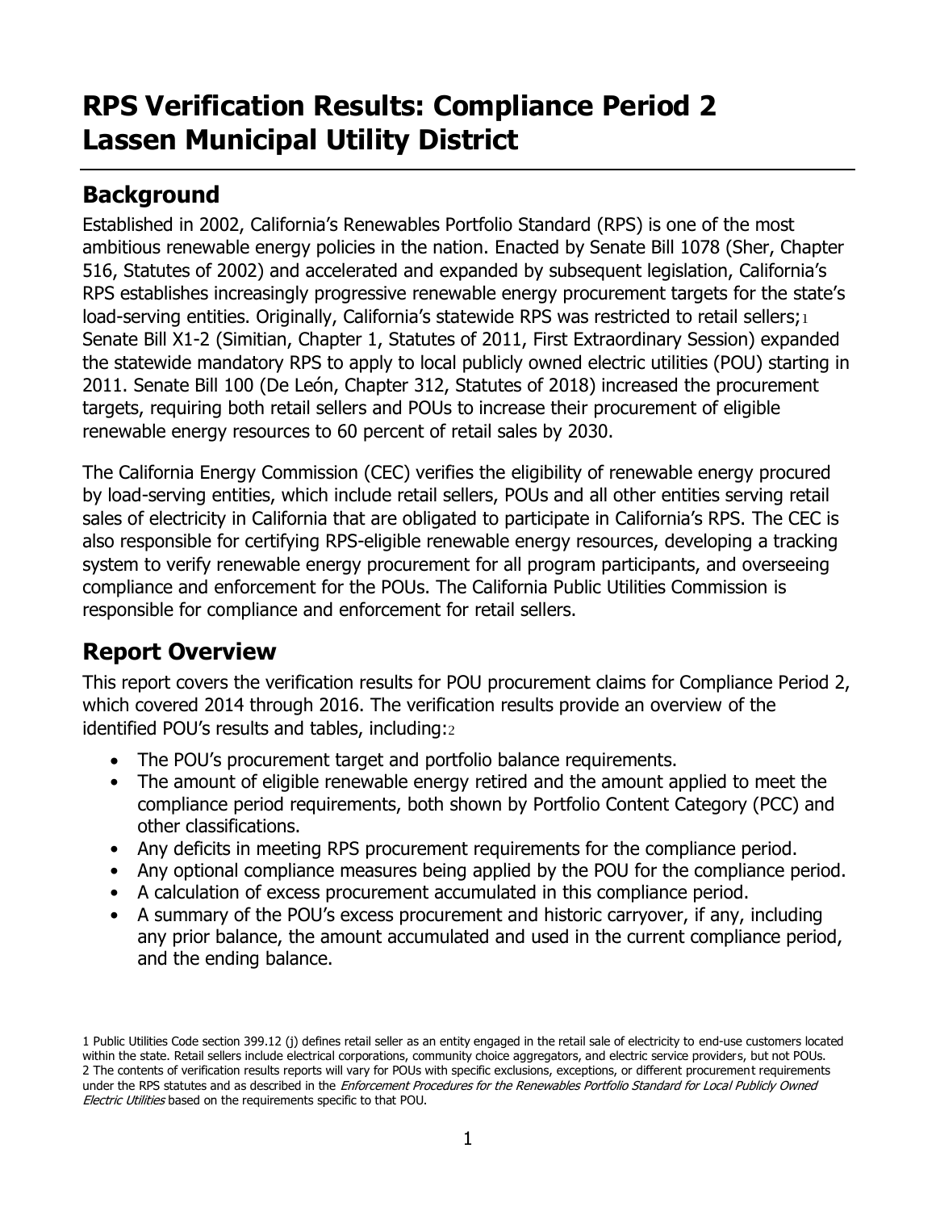# RPS Verification Results: Compliance Period 2 Lassen Municipal Utility District

## Background

Established in 2002, California's Renewables Portfolio Standard (RPS) is one of the most ambitious renewable energy policies in the nation. Enacted by Senate Bill 1078 (Sher, Chapter 516, Statutes of 2002) and accelerated and expanded by subsequent legislation, California's RPS establishes increasingly progressive renewable energy procurement targets for the state's load-serving entities. Originally, California's statewide RPS was restricted to retail sellers;[1] Senate Bill X1-2 (Simitian, Chapter 1, Statutes of 2011, First Extraordinary Session) expanded the statewide mandatory RPS to apply to local publicly owned electric utilities (POU) starting in 2011. Senate Bill 100 (De León, Chapter 312, Statutes of 2018) increased the procurement targets, requiring both retail sellers and POUs to increase their procurement of eligible renewable energy resources to 60 percent of retail sales by 2030.

The California Energy Commission (CEC) verifies the eligibility of renewable energy procured by load-serving entities, which include retail sellers, POUs and all other entities serving retail sales of electricity in California that are obligated to participate in California's RPS. The CEC is also responsible for certifying RPS-eligible renewable energy resources, developing a tracking system to verify renewable energy procurement for all program participants, and overseeing compliance and enforcement for the POUs. The California Public Utilities Commission is responsible for compliance and enforcement for retail sellers.

## Report Overview

This report covers the verification results for POU procurement claims for Compliance Period 2, which covered 2014 through 2016. The verification results provide an overview of the identified POU's results and tables, including:[2]

- The POU's procurement target and portfolio balance requirements.
- The amount of eligible renewable energy retired and the amount applied to meet the compliance period requirements, both shown by Portfolio Content Category (PCC) and other classifications.
- Any deficits in meeting RPS procurement requirements for the compliance period.
- Any optional compliance measures being applied by the POU for the compliance period.
- A calculation of excess procurement accumulated in this compliance period.
- A summary of the POU's excess procurement and historic carryover, if any, including any prior balance, the amount accumulated and used in the current compliance period, and the ending balance.

1 Public Utilities Code section 399.12 (j) defines retail seller as an entity engaged in the retail sale of electricity to end-use customers located within the state. Retail sellers include electrical corporations, community choice aggregators, and electric service providers, but not POUs.
2 The contents of verification results reports will vary for POUs with specific exclusions, exceptions, or different procurement requirements under the RPS statutes and as described in the *Enforcement Procedures for the Renewables Portfolio Standard for Local Publicly Owned Electric Utilities* based on the requirements specific to that POU.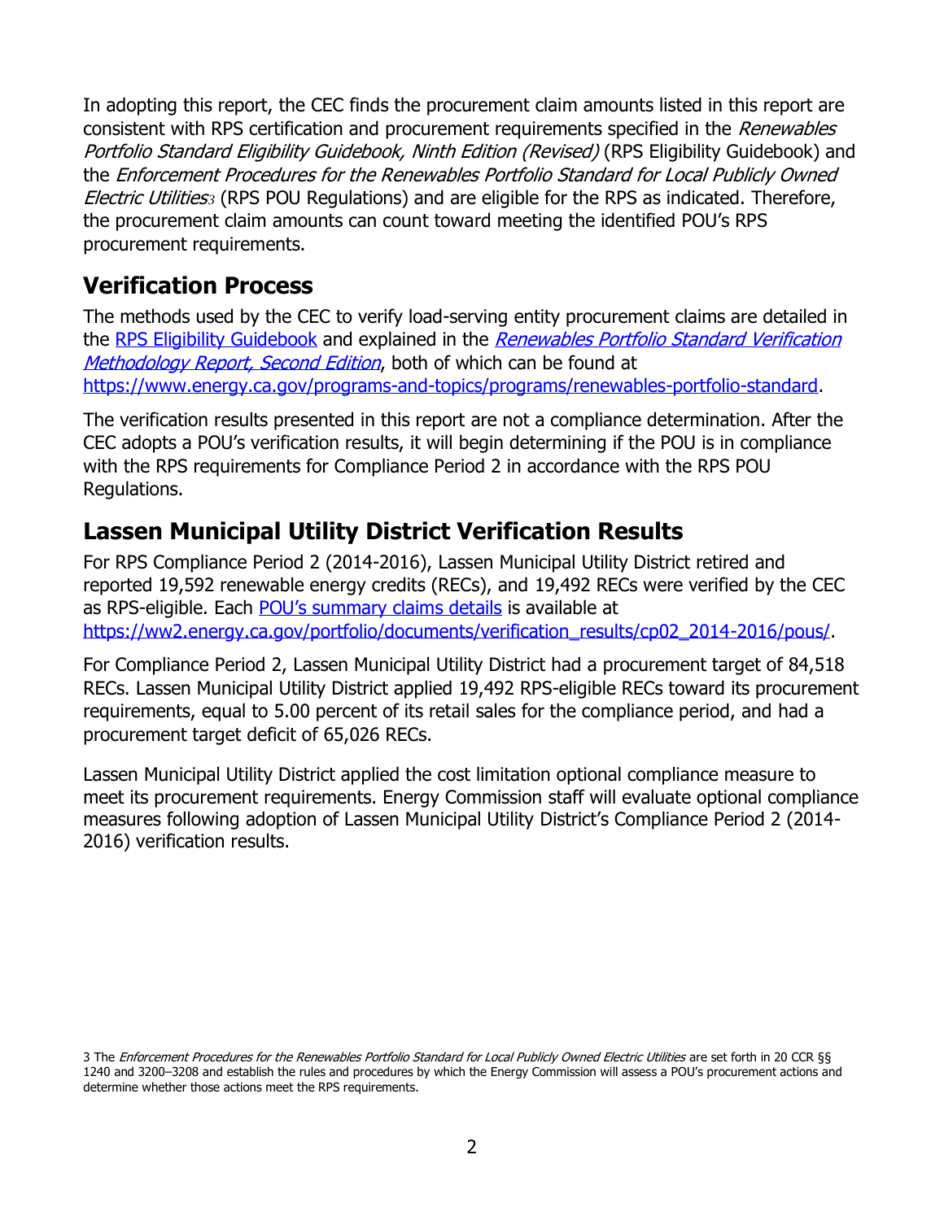In adopting this report, the CEC finds the procurement claim amounts listed in this report are consistent with RPS certification and procurement requirements specified in the *Renewables Portfolio Standard Eligibility Guidebook, Ninth Edition (Revised)* (RPS Eligibility Guidebook) and the *Enforcement Procedures for the Renewables Portfolio Standard for Local Publicly Owned Electric Utilities*[3] (RPS POU Regulations) and are eligible for the RPS as indicated. Therefore, the procurement claim amounts can count toward meeting the identified POU's RPS procurement requirements.

## Verification Process

The methods used by the CEC to verify load-serving entity procurement claims are detailed in the RPS Eligibility Guidebook and explained in the *Renewables Portfolio Standard Verification Methodology Report, Second Edition*, both of which can be found at https://www.energy.ca.gov/programs-and-topics/programs/renewables-portfolio-standard.

The verification results presented in this report are not a compliance determination. After the CEC adopts a POU's verification results, it will begin determining if the POU is in compliance with the RPS requirements for Compliance Period 2 in accordance with the RPS POU Regulations.

## Lassen Municipal Utility District Verification Results

For RPS Compliance Period 2 (2014-2016), Lassen Municipal Utility District retired and reported 19,592 renewable energy credits (RECs), and 19,492 RECs were verified by the CEC as RPS-eligible. Each POU's summary claims details is available at https://ww2.energy.ca.gov/portfolio/documents/verification_results/cp02_2014-2016/pous/.

For Compliance Period 2, Lassen Municipal Utility District had a procurement target of 84,518 RECs. Lassen Municipal Utility District applied 19,492 RPS-eligible RECs toward its procurement requirements, equal to 5.00 percent of its retail sales for the compliance period, and had a procurement target deficit of 65,026 RECs.

Lassen Municipal Utility District applied the cost limitation optional compliance measure to meet its procurement requirements. Energy Commission staff will evaluate optional compliance measures following adoption of Lassen Municipal Utility District's Compliance Period 2 (2014-2016) verification results.

[3] The *Enforcement Procedures for the Renewables Portfolio Standard for Local Publicly Owned Electric Utilities* are set forth in 20 CCR §§ 1240 and 3200–3208 and establish the rules and procedures by which the Energy Commission will assess a POU's procurement actions and determine whether those actions meet the RPS requirements.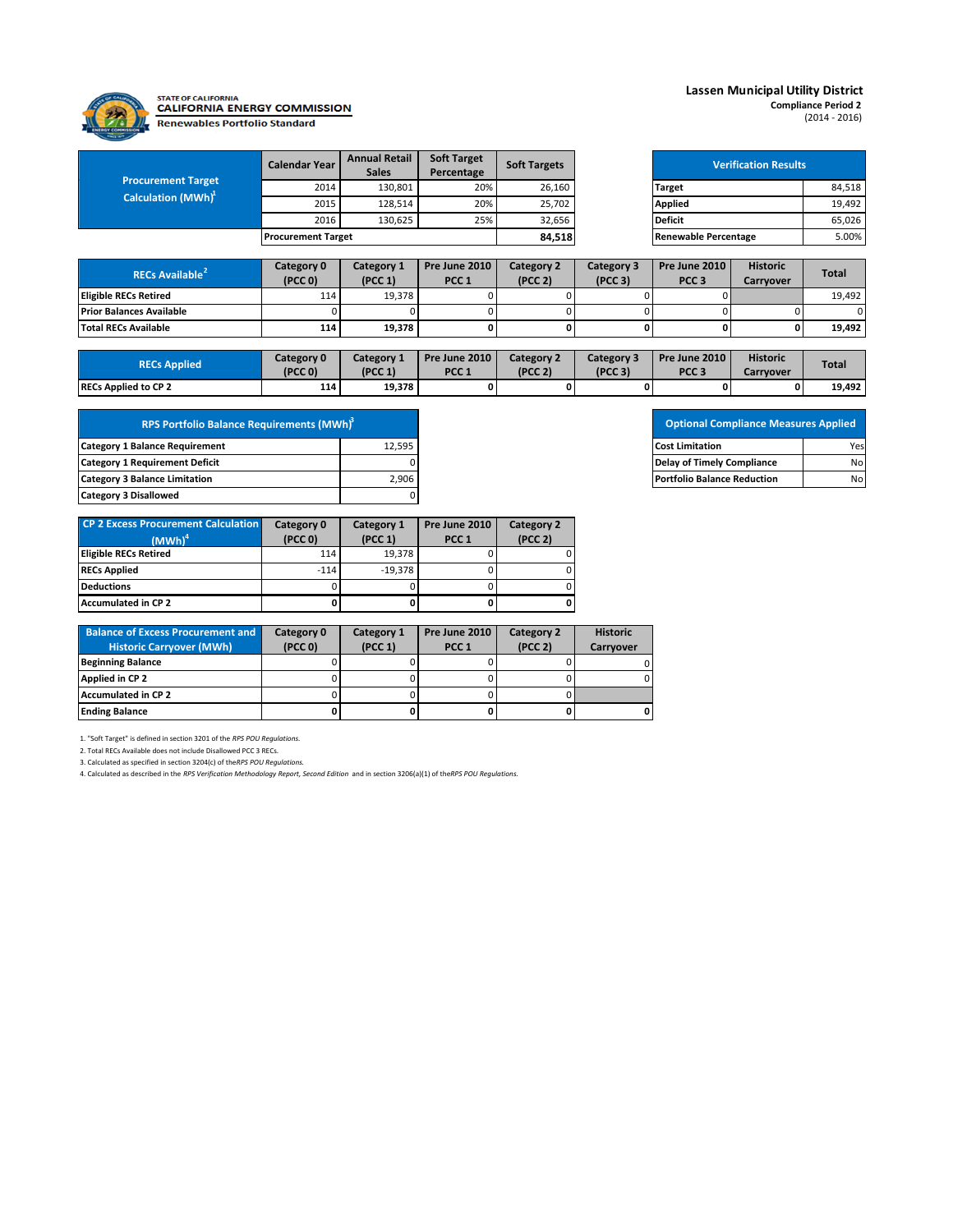STATE OF CALIFORNIA
**CALIFORNIA ENERGY COMMISSION**
**Renewables Portfolio Standard**

**Lassen Municipal Utility District**
**Compliance Period 2**
(2014 - 2016)

| Procurement Target Calculation (MWh)[1] | Calendar Year | Annual Retail Sales | Soft Target Percentage | Soft Targets |
|---|---|---|---|---|
| | 2014 | 130,801 | 20% | 26,160 |
| | 2015 | 128,514 | 20% | 25,702 |
| | 2016 | 130,625 | 25% | 32,656 |
| | **Procurement Target** | | | **84,518** |

| Verification Results | |
|---|---|
| **Target** | 84,518 |
| **Applied** | 19,492 |
| **Deficit** | 65,026 |
| **Renewable Percentage** | 5.00% |

| RECs Available[2] | Category 0 (PCC 0) | Category 1 (PCC 1) | Pre June 2010 PCC 1 | Category 2 (PCC 2) | Category 3 (PCC 3) | Pre June 2010 PCC 3 | Historic Carryover | Total |
|---|---|---|---|---|---|---|---|---|
| **Eligible RECs Retired** | 114 | 19,378 | 0 | 0 | 0 | 0 | | 19,492 |
| **Prior Balances Available** | 0 | 0 | 0 | 0 | 0 | 0 | 0 | 0 |
| **Total RECs Available** | **114** | **19,378** | **0** | **0** | **0** | **0** | **0** | **19,492** |

| RECs Applied | Category 0 (PCC 0) | Category 1 (PCC 1) | Pre June 2010 PCC 1 | Category 2 (PCC 2) | Category 3 (PCC 3) | Pre June 2010 PCC 3 | Historic Carryover | Total |
|---|---|---|---|---|---|---|---|---|
| **RECs Applied to CP 2** | **114** | **19,378** | **0** | **0** | **0** | **0** | **0** | **19,492** |

| RPS Portfolio Balance Requirements (MWh)[3] | |
|---|---|
| **Category 1 Balance Requirement** | 12,595 |
| **Category 1 Requirement Deficit** | 0 |
| **Category 3 Balance Limitation** | 2,906 |
| **Category 3 Disallowed** | 0 |

| Optional Compliance Measures Applied | |
|---|---|
| **Cost Limitation** | Yes |
| **Delay of Timely Compliance** | No |
| **Portfolio Balance Reduction** | No |

| CP 2 Excess Procurement Calculation (MWh)[4] | Category 0 (PCC 0) | Category 1 (PCC 1) | Pre June 2010 PCC 1 | Category 2 (PCC 2) |
|---|---|---|---|---|
| **Eligible RECs Retired** | 114 | 19,378 | 0 | 0 |
| **RECs Applied** | -114 | -19,378 | 0 | 0 |
| **Deductions** | 0 | 0 | 0 | 0 |
| **Accumulated in CP 2** | **0** | **0** | **0** | **0** |

| Balance of Excess Procurement and Historic Carryover (MWh) | Category 0 (PCC 0) | Category 1 (PCC 1) | Pre June 2010 PCC 1 | Category 2 (PCC 2) | Historic Carryover |
|---|---|---|---|---|---|
| **Beginning Balance** | 0 | 0 | 0 | 0 | 0 |
| **Applied in CP 2** | 0 | 0 | 0 | 0 | 0 |
| **Accumulated in CP 2** | 0 | 0 | 0 | 0 | |
| **Ending Balance** | **0** | **0** | **0** | **0** | **0** |

1. "Soft Target" is defined in section 3201 of the *RPS POU Regulations*.
2. Total RECs Available does not include Disallowed PCC 3 RECs.
3. Calculated as specified in section 3204(c) of the *RPS POU Regulations*.
4. Calculated as described in the *RPS Verification Methodology Report, Second Edition* and in section 3206(a)(1) of the *RPS POU Regulations*.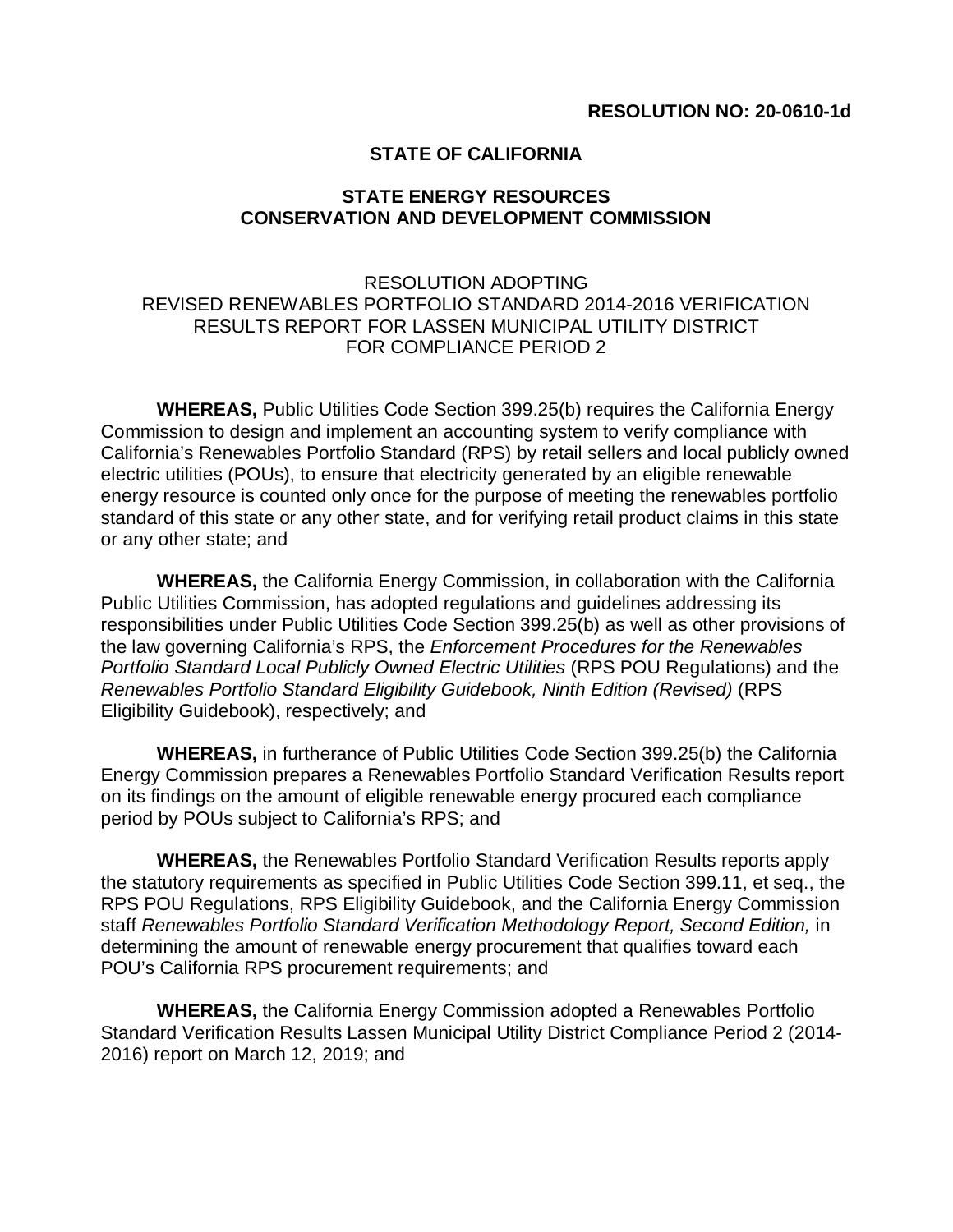**RESOLUTION NO: 20-0610-1d**

**STATE OF CALIFORNIA**

**STATE ENERGY RESOURCES**
**CONSERVATION AND DEVELOPMENT COMMISSION**

RESOLUTION ADOPTING
REVISED RENEWABLES PORTFOLIO STANDARD 2014-2016 VERIFICATION RESULTS REPORT FOR LASSEN MUNICIPAL UTILITY DISTRICT FOR COMPLIANCE PERIOD 2

**WHEREAS,** Public Utilities Code Section 399.25(b) requires the California Energy Commission to design and implement an accounting system to verify compliance with California's Renewables Portfolio Standard (RPS) by retail sellers and local publicly owned electric utilities (POUs), to ensure that electricity generated by an eligible renewable energy resource is counted only once for the purpose of meeting the renewables portfolio standard of this state or any other state, and for verifying retail product claims in this state or any other state; and

**WHEREAS,** the California Energy Commission, in collaboration with the California Public Utilities Commission, has adopted regulations and guidelines addressing its responsibilities under Public Utilities Code Section 399.25(b) as well as other provisions of the law governing California's RPS, the *Enforcement Procedures for the Renewables Portfolio Standard Local Publicly Owned Electric Utilities* (RPS POU Regulations) and the *Renewables Portfolio Standard Eligibility Guidebook, Ninth Edition (Revised)* (RPS Eligibility Guidebook), respectively; and

**WHEREAS,** in furtherance of Public Utilities Code Section 399.25(b) the California Energy Commission prepares a Renewables Portfolio Standard Verification Results report on its findings on the amount of eligible renewable energy procured each compliance period by POUs subject to California's RPS; and

**WHEREAS,** the Renewables Portfolio Standard Verification Results reports apply the statutory requirements as specified in Public Utilities Code Section 399.11, et seq., the RPS POU Regulations, RPS Eligibility Guidebook, and the California Energy Commission staff *Renewables Portfolio Standard Verification Methodology Report, Second Edition,* in determining the amount of renewable energy procurement that qualifies toward each POU's California RPS procurement requirements; and

**WHEREAS,** the California Energy Commission adopted a Renewables Portfolio Standard Verification Results Lassen Municipal Utility District Compliance Period 2 (2014-2016) report on March 12, 2019; and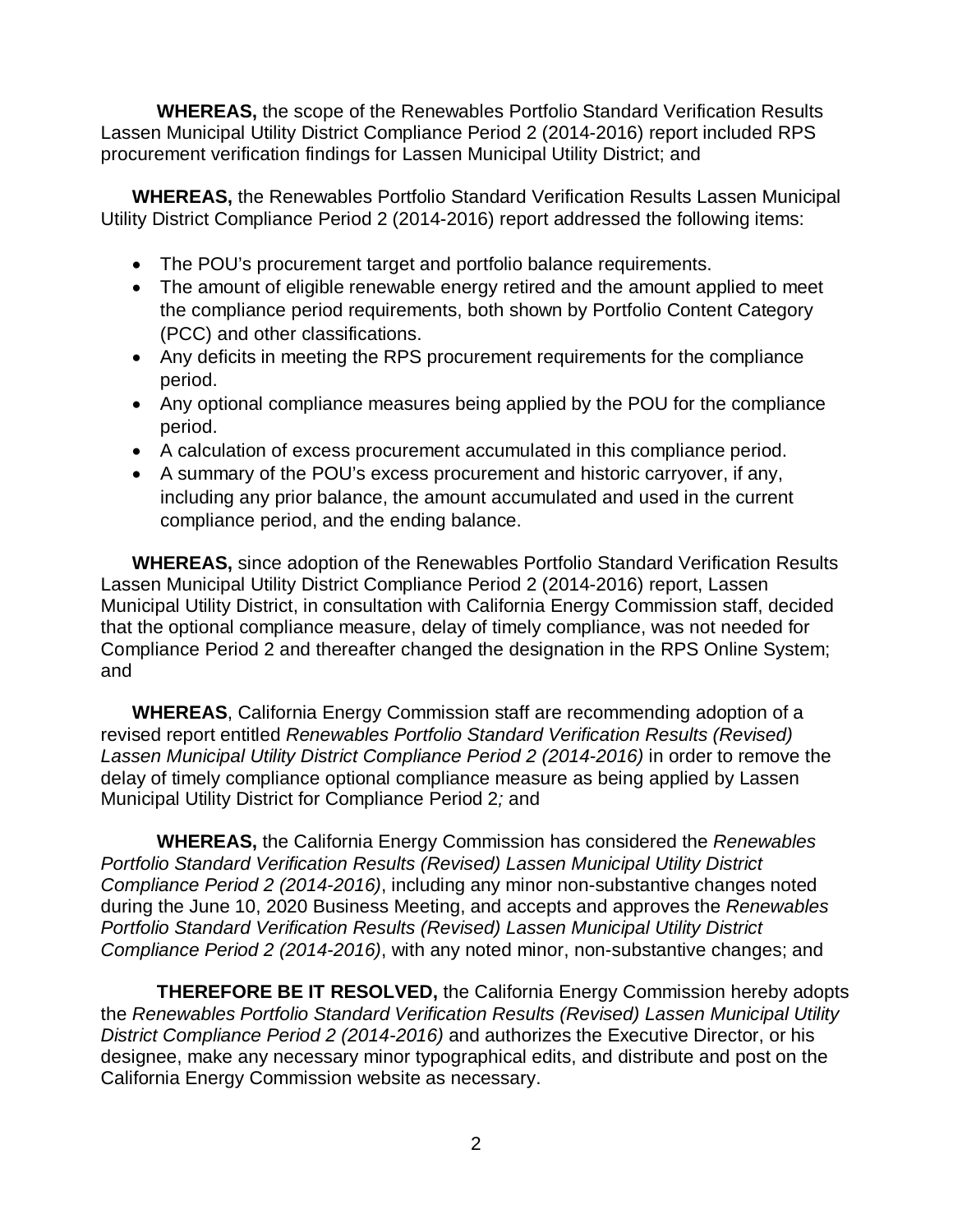**WHEREAS,** the scope of the Renewables Portfolio Standard Verification Results Lassen Municipal Utility District Compliance Period 2 (2014-2016) report included RPS procurement verification findings for Lassen Municipal Utility District; and

**WHEREAS,** the Renewables Portfolio Standard Verification Results Lassen Municipal Utility District Compliance Period 2 (2014-2016) report addressed the following items:

- The POU's procurement target and portfolio balance requirements.
- The amount of eligible renewable energy retired and the amount applied to meet the compliance period requirements, both shown by Portfolio Content Category (PCC) and other classifications.
- Any deficits in meeting the RPS procurement requirements for the compliance period.
- Any optional compliance measures being applied by the POU for the compliance period.
- A calculation of excess procurement accumulated in this compliance period.
- A summary of the POU's excess procurement and historic carryover, if any, including any prior balance, the amount accumulated and used in the current compliance period, and the ending balance.

**WHEREAS,** since adoption of the Renewables Portfolio Standard Verification Results Lassen Municipal Utility District Compliance Period 2 (2014-2016) report, Lassen Municipal Utility District, in consultation with California Energy Commission staff, decided that the optional compliance measure, delay of timely compliance, was not needed for Compliance Period 2 and thereafter changed the designation in the RPS Online System; and

**WHEREAS**, California Energy Commission staff are recommending adoption of a revised report entitled *Renewables Portfolio Standard Verification Results (Revised) Lassen Municipal Utility District Compliance Period 2 (2014-2016)* in order to remove the delay of timely compliance optional compliance measure as being applied by Lassen Municipal Utility District for Compliance Period 2*;* and

**WHEREAS,** the California Energy Commission has considered the *Renewables Portfolio Standard Verification Results (Revised) Lassen Municipal Utility District Compliance Period 2 (2014-2016)*, including any minor non-substantive changes noted during the June 10, 2020 Business Meeting, and accepts and approves the *Renewables Portfolio Standard Verification Results (Revised) Lassen Municipal Utility District Compliance Period 2 (2014-2016)*, with any noted minor, non-substantive changes; and

**THEREFORE BE IT RESOLVED,** the California Energy Commission hereby adopts the *Renewables Portfolio Standard Verification Results (Revised) Lassen Municipal Utility District Compliance Period 2 (2014-2016)* and authorizes the Executive Director, or his designee, make any necessary minor typographical edits, and distribute and post on the California Energy Commission website as necessary.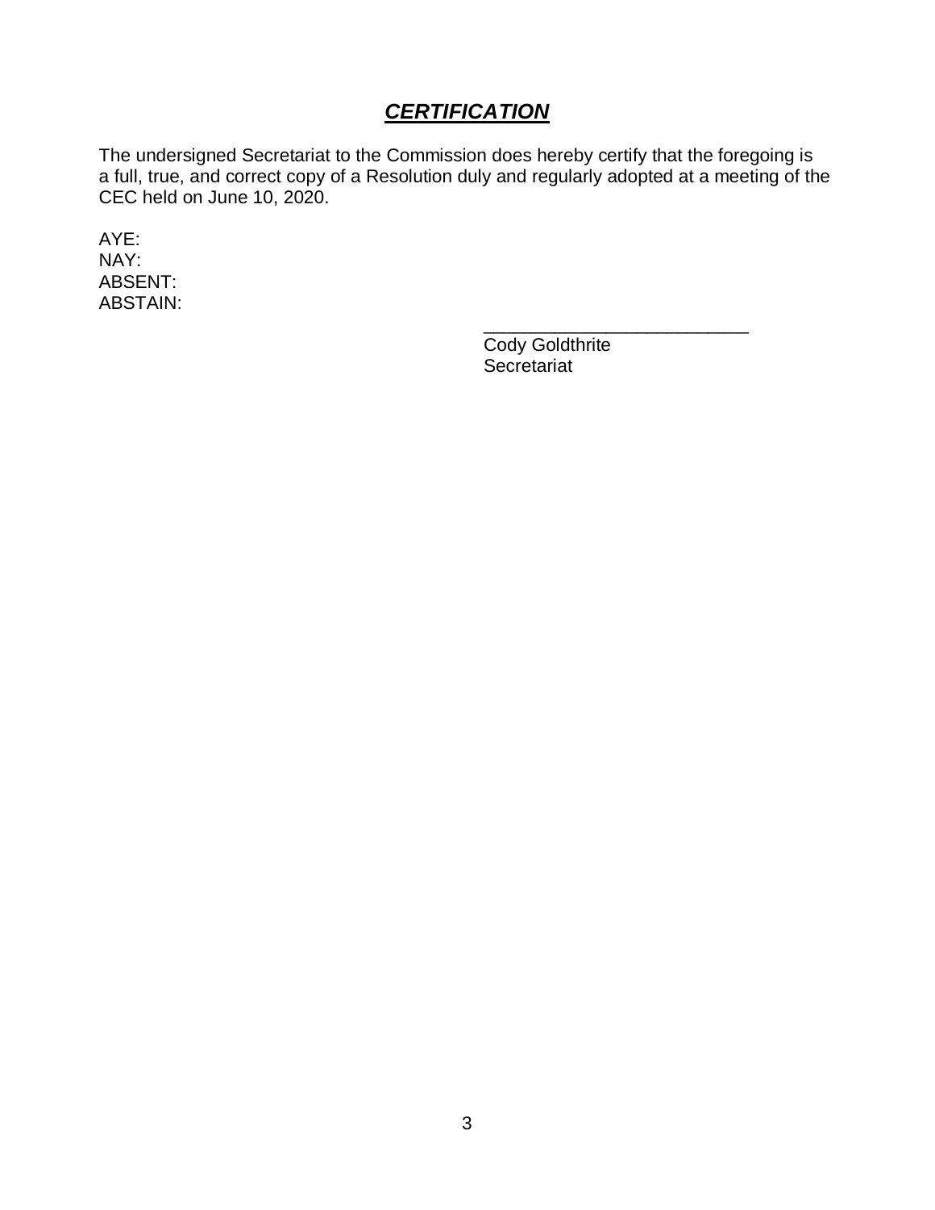# ***CERTIFICATION***

The undersigned Secretariat to the Commission does hereby certify that the foregoing is a full, true, and correct copy of a Resolution duly and regularly adopted at a meeting of the CEC held on June 10, 2020.

AYE:
NAY:
ABSENT:
ABSTAIN:

\_\_\_\_\_\_\_\_\_\_\_\_\_\_\_\_\_\_\_\_\_\_\_\_\_\_\_
Cody Goldthrite
Secretariat